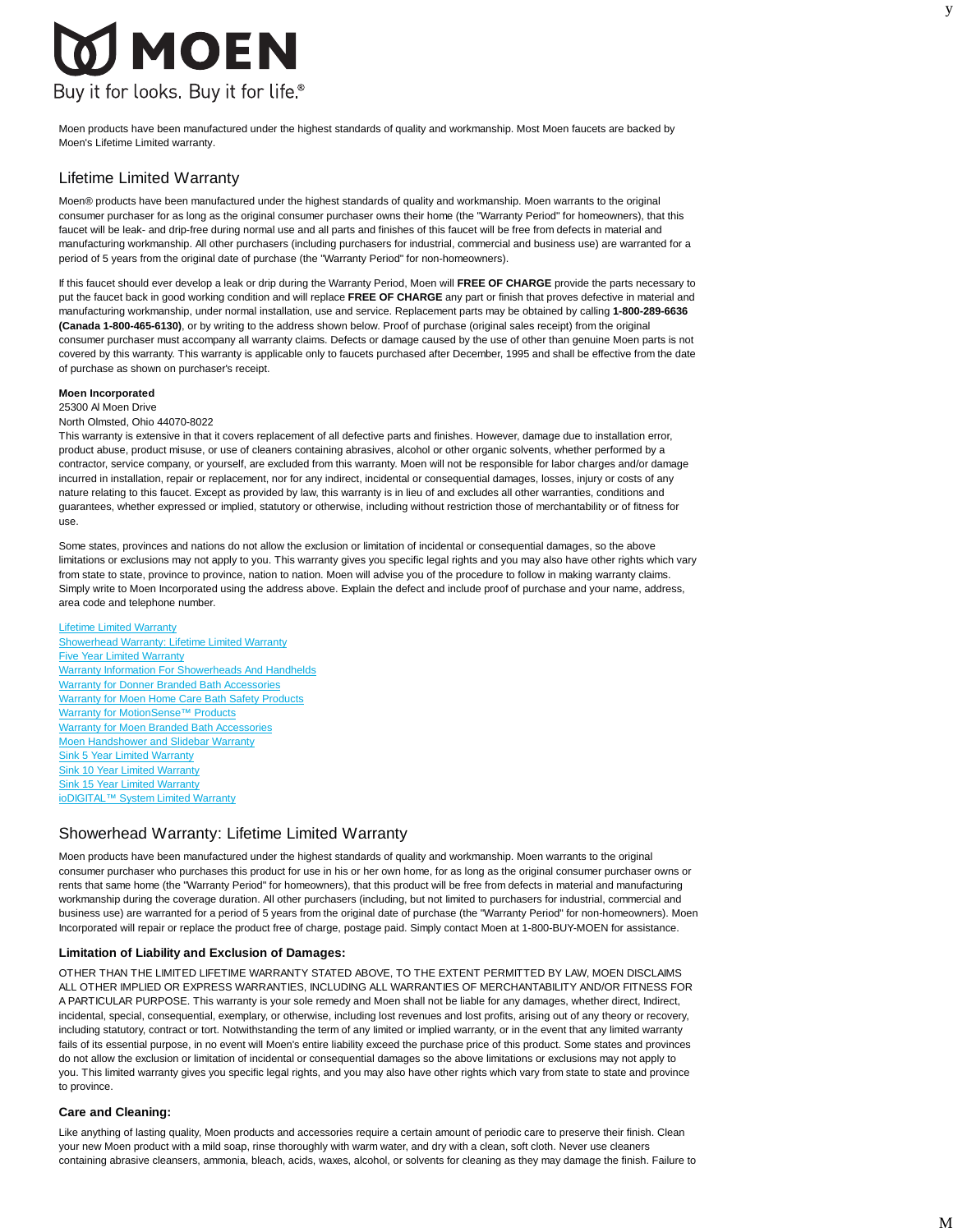# MOEN

Buy it for looks. Buy it for life.®

Moen products have been manufactured under the highest standards of quality and workmanship. Most Moen faucets are backed by Moen's Lifetime Limited warranty.

## Lifetime Limited Warranty

Moen® products have been manufactured under the highest standards of quality and workmanship. Moen warrants to the original consumer purchaser for as long as the original consumer purchaser owns their home (the "Warranty Period" for homeowners), that this faucet will be leak- and drip-free during normal use and all parts and finishes of this faucet will be free from defects in material and manufacturing workmanship. All other purchasers (including purchasers for industrial, commercial and business use) are warranted for a period of 5 years from the original date of purchase (the "Warranty Period" for non-homeowners).

If this faucet should ever develop a leak or drip during the Warranty Period, Moen will **FREE OF CHARGE** provide the parts necessary to put the faucet back in good working condition and will replace **FREE OF CHARGE** any part or finish that proves defective in material and manufacturing workmanship, under normal installation, use and service. Replacement parts may be obtained by calling **1-800-289-6636 (Canada 1-800-465-6130)**, or by writing to the address shown below. Proof of purchase (original sales receipt) from the original consumer purchaser must accompany all warranty claims. Defects or damage caused by the use of other than genuine Moen parts is not covered by this warranty. This warranty is applicable only to faucets purchased after December, 1995 and shall be effective from the date of purchase as shown on purchaser's receipt.

**Moen Incorporated**
25300 Al Moen Drive
North Olmsted, Ohio 44070-8022

This warranty is extensive in that it covers replacement of all defective parts and finishes. However, damage due to installation error, product abuse, product misuse, or use of cleaners containing abrasives, alcohol or other organic solvents, whether performed by a contractor, service company, or yourself, are excluded from this warranty. Moen will not be responsible for labor charges and/or damage incurred in installation, repair or replacement, nor for any indirect, incidental or consequential damages, losses, injury or costs of any nature relating to this faucet. Except as provided by law, this warranty is in lieu of and excludes all other warranties, conditions and guarantees, whether expressed or implied, statutory or otherwise, including without restriction those of merchantability or of fitness for use.

Some states, provinces and nations do not allow the exclusion or limitation of incidental or consequential damages, so the above limitations or exclusions may not apply to you. This warranty gives you specific legal rights and you may also have other rights which vary from state to state, province to province, nation to nation. Moen will advise you of the procedure to follow in making warranty claims. Simply write to Moen Incorporated using the address above. Explain the defect and include proof of purchase and your name, address, area code and telephone number.

- Lifetime Limited Warranty
- Showerhead Warranty: Lifetime Limited Warranty
- Five Year Limited Warranty
- Warranty Information For Showerheads And Handhelds
- Warranty for Donner Branded Bath Accessories
- Warranty for Moen Home Care Bath Safety Products
- Warranty for MotionSense™ Products
- Warranty for Moen Branded Bath Accessories
- Moen Handshower and Slidebar Warranty
- Sink 5 Year Limited Warranty
- Sink 10 Year Limited Warranty
- Sink 15 Year Limited Warranty
- ioDIGITAL™ System Limited Warranty

## Showerhead Warranty: Lifetime Limited Warranty

Moen products have been manufactured under the highest standards of quality and workmanship. Moen warrants to the original consumer purchaser who purchases this product for use in his or her own home, for as long as the original consumer purchaser owns or rents that same home (the "Warranty Period" for homeowners), that this product will be free from defects in material and manufacturing workmanship during the coverage duration. All other purchasers (including, but not limited to purchasers for industrial, commercial and business use) are warranted for a period of 5 years from the original date of purchase (the "Warranty Period" for non-homeowners). Moen Incorporated will repair or replace the product free of charge, postage paid. Simply contact Moen at 1-800-BUY-MOEN for assistance.

### Limitation of Liability and Exclusion of Damages:

OTHER THAN THE LIMITED LIFETIME WARRANTY STATED ABOVE, TO THE EXTENT PERMITTED BY LAW, MOEN DISCLAIMS ALL OTHER IMPLIED OR EXPRESS WARRANTIES, INCLUDING ALL WARRANTIES OF MERCHANTABILITY AND/OR FITNESS FOR A PARTICULAR PURPOSE. This warranty is your sole remedy and Moen shall not be liable for any damages, whether direct, indirect, incidental, special, consequential, exemplary, or otherwise, including lost revenues and lost profits, arising out of any theory or recovery, including statutory, contract or tort. Notwithstanding the term of any limited or implied warranty, or in the event that any limited warranty fails of its essential purpose, in no event will Moen's entire liability exceed the purchase price of this product. Some states and provinces do not allow the exclusion or limitation of incidental or consequential damages so the above limitations or exclusions may not apply to you. This limited warranty gives you specific legal rights, and you may also have other rights which vary from state to state and province to province.

### Care and Cleaning:

Like anything of lasting quality, Moen products and accessories require a certain amount of periodic care to preserve their finish. Clean your new Moen product with a mild soap, rinse thoroughly with warm water, and dry with a clean, soft cloth. Never use cleaners containing abrasive cleansers, ammonia, bleach, acids, waxes, alcohol, or solvents for cleaning as they may damage the finish. Failure to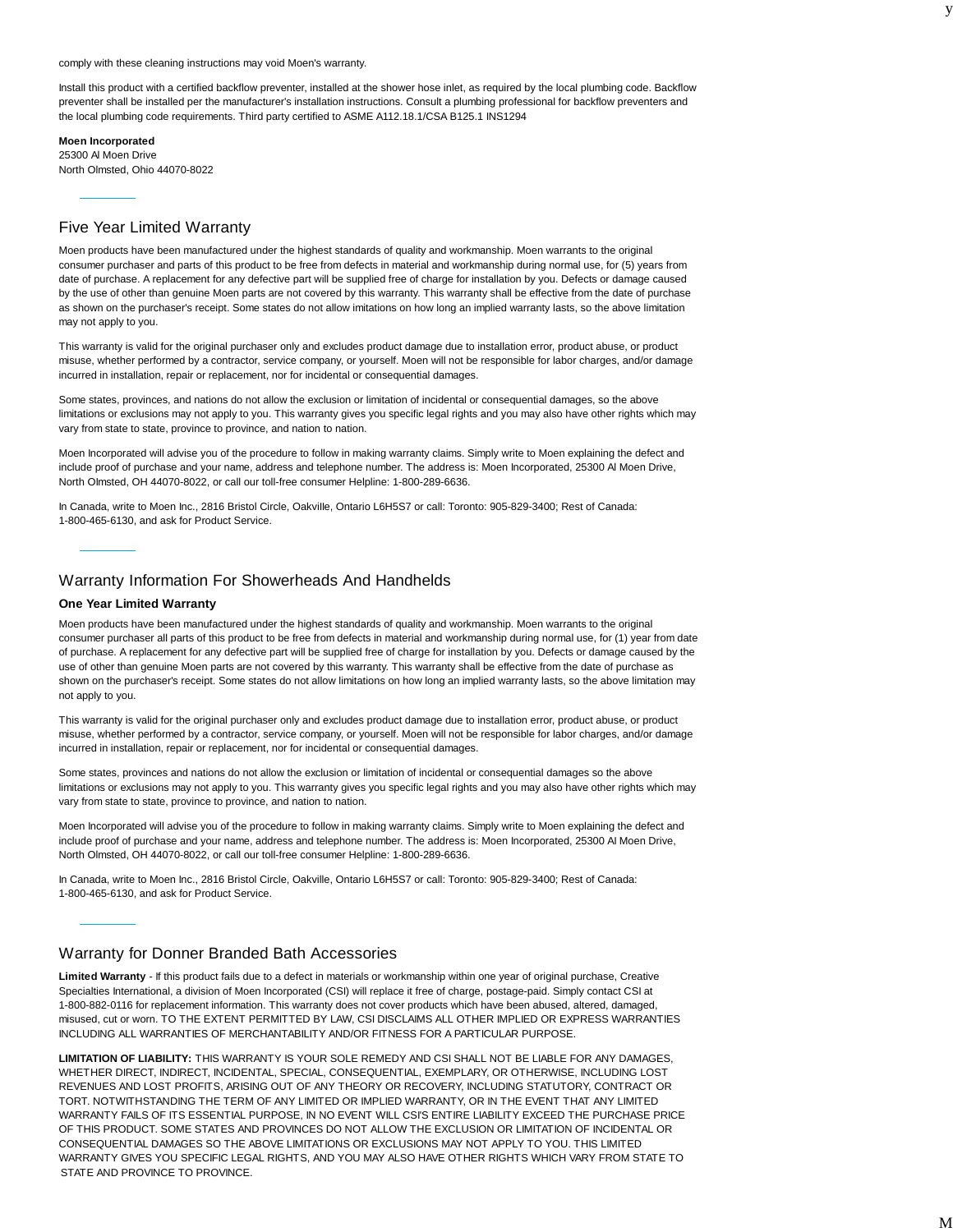comply with these cleaning instructions may void Moen's warranty.

Install this product with a certified backflow preventer, installed at the shower hose inlet, as required by the local plumbing code. Backflow preventer shall be installed per the manufacturer's installation instructions. Consult a plumbing professional for backflow preventers and the local plumbing code requirements. Third party certified to ASME A112.18.1/CSA B125.1 INS1294

**Moen Incorporated**
25300 Al Moen Drive
North Olmsted, Ohio 44070-8022

## Five Year Limited Warranty

Moen products have been manufactured under the highest standards of quality and workmanship. Moen warrants to the original consumer purchaser and parts of this product to be free from defects in material and workmanship during normal use, for (5) years from date of purchase. A replacement for any defective part will be supplied free of charge for installation by you. Defects or damage caused by the use of other than genuine Moen parts are not covered by this warranty. This warranty shall be effective from the date of purchase as shown on the purchaser's receipt. Some states do not allow imitations on how long an implied warranty lasts, so the above limitation may not apply to you.

This warranty is valid for the original purchaser only and excludes product damage due to installation error, product abuse, or product misuse, whether performed by a contractor, service company, or yourself. Moen will not be responsible for labor charges, and/or damage incurred in installation, repair or replacement, nor for incidental or consequential damages.

Some states, provinces, and nations do not allow the exclusion or limitation of incidental or consequential damages, so the above limitations or exclusions may not apply to you. This warranty gives you specific legal rights and you may also have other rights which may vary from state to state, province to province, and nation to nation.

Moen Incorporated will advise you of the procedure to follow in making warranty claims. Simply write to Moen explaining the defect and include proof of purchase and your name, address and telephone number. The address is: Moen Incorporated, 25300 Al Moen Drive, North Olmsted, OH 44070-8022, or call our toll-free consumer Helpline: 1-800-289-6636.

In Canada, write to Moen Inc., 2816 Bristol Circle, Oakville, Ontario L6H5S7 or call: Toronto: 905-829-3400; Rest of Canada: 1-800-465-6130, and ask for Product Service.

## Warranty Information For Showerheads And Handhelds

**One Year Limited Warranty**

Moen products have been manufactured under the highest standards of quality and workmanship. Moen warrants to the original consumer purchaser all parts of this product to be free from defects in material and workmanship during normal use, for (1) year from date of purchase. A replacement for any defective part will be supplied free of charge for installation by you. Defects or damage caused by the use of other than genuine Moen parts are not covered by this warranty. This warranty shall be effective from the date of purchase as shown on the purchaser's receipt. Some states do not allow limitations on how long an implied warranty lasts, so the above limitation may not apply to you.

This warranty is valid for the original purchaser only and excludes product damage due to installation error, product abuse, or product misuse, whether performed by a contractor, service company, or yourself. Moen will not be responsible for labor charges, and/or damage incurred in installation, repair or replacement, nor for incidental or consequential damages.

Some states, provinces and nations do not allow the exclusion or limitation of incidental or consequential damages so the above limitations or exclusions may not apply to you. This warranty gives you specific legal rights and you may also have other rights which may vary from state to state, province to province, and nation to nation.

Moen Incorporated will advise you of the procedure to follow in making warranty claims. Simply write to Moen explaining the defect and include proof of purchase and your name, address and telephone number. The address is: Moen Incorporated, 25300 Al Moen Drive, North Olmsted, OH 44070-8022, or call our toll-free consumer Helpline: 1-800-289-6636.

In Canada, write to Moen Inc., 2816 Bristol Circle, Oakville, Ontario L6H5S7 or call: Toronto: 905-829-3400; Rest of Canada: 1-800-465-6130, and ask for Product Service.

## Warranty for Donner Branded Bath Accessories

**Limited Warranty** - If this product fails due to a defect in materials or workmanship within one year of original purchase, Creative Specialties International, a division of Moen Incorporated (CSI) will replace it free of charge, postage-paid. Simply contact CSI at 1-800-882-0116 for replacement information. This warranty does not cover products which have been abused, altered, damaged, misused, cut or worn. TO THE EXTENT PERMITTED BY LAW, CSI DISCLAIMS ALL OTHER IMPLIED OR EXPRESS WARRANTIES INCLUDING ALL WARRANTIES OF MERCHANTABILITY AND/OR FITNESS FOR A PARTICULAR PURPOSE.

**LIMITATION OF LIABILITY:** THIS WARRANTY IS YOUR SOLE REMEDY AND CSI SHALL NOT BE LIABLE FOR ANY DAMAGES, WHETHER DIRECT, INDIRECT, INCIDENTAL, SPECIAL, CONSEQUENTIAL, EXEMPLARY, OR OTHERWISE, INCLUDING LOST REVENUES AND LOST PROFITS, ARISING OUT OF ANY THEORY OR RECOVERY, INCLUDING STATUTORY, CONTRACT OR TORT. NOTWITHSTANDING THE TERM OF ANY LIMITED OR IMPLIED WARRANTY, OR IN THE EVENT THAT ANY LIMITED WARRANTY FAILS OF ITS ESSENTIAL PURPOSE, IN NO EVENT WILL CSI'S ENTIRE LIABILITY EXCEED THE PURCHASE PRICE OF THIS PRODUCT. SOME STATES AND PROVINCES DO NOT ALLOW THE EXCLUSION OR LIMITATION OF INCIDENTAL OR CONSEQUENTIAL DAMAGES SO THE ABOVE LIMITATIONS OR EXCLUSIONS MAY NOT APPLY TO YOU. THIS LIMITED WARRANTY GIVES YOU SPECIFIC LEGAL RIGHTS, AND YOU MAY ALSO HAVE OTHER RIGHTS WHICH VARY FROM STATE TO STATE AND PROVINCE TO PROVINCE.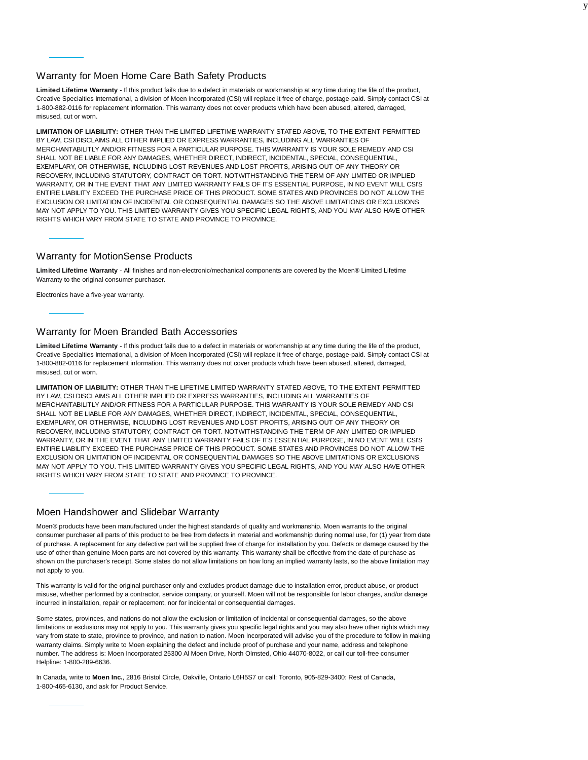## Warranty for Moen Home Care Bath Safety Products

**Limited Lifetime Warranty** - If this product fails due to a defect in materials or workmanship at any time during the life of the product, Creative Specialties International, a division of Moen Incorporated (CSI) will replace it free of charge, postage-paid. Simply contact CSI at 1-800-882-0116 for replacement information. This warranty does not cover products which have been abused, altered, damaged, misused, cut or worn.

**LIMITATION OF LIABILITY:** OTHER THAN THE LIMITED LIFETIME WARRANTY STATED ABOVE, TO THE EXTENT PERMITTED BY LAW, CSI DISCLAIMS ALL OTHER IMPLIED OR EXPRESS WARRANTIES, INCLUDING ALL WARRANTIES OF MERCHANTABILITLY AND/OR FITNESS FOR A PARTICULAR PURPOSE. THIS WARRANTY IS YOUR SOLE REMEDY AND CSI SHALL NOT BE LIABLE FOR ANY DAMAGES, WHETHER DIRECT, INDIRECT, INCIDENTAL, SPECIAL, CONSEQUENTIAL, EXEMPLARY, OR OTHERWISE, INCLUDING LOST REVENUES AND LOST PROFITS, ARISING OUT OF ANY THEORY OR RECOVERY, INCLUDING STATUTORY, CONTRACT OR TORT. NOTWITHSTANDING THE TERM OF ANY LIMITED OR IMPLIED WARRANTY, OR IN THE EVENT THAT ANY LIMITED WARRANTY FAILS OF ITS ESSENTIAL PURPOSE, IN NO EVENT WILL CSI'S ENTIRE LIABILITY EXCEED THE PURCHASE PRICE OF THIS PRODUCT. SOME STATES AND PROVINCES DO NOT ALLOW THE EXCLUSION OR LIMITATION OF INCIDENTAL OR CONSEQUENTIAL DAMAGES SO THE ABOVE LIMITATIONS OR EXCLUSIONS MAY NOT APPLY TO YOU. THIS LIMITED WARRANTY GIVES YOU SPECIFIC LEGAL RIGHTS, AND YOU MAY ALSO HAVE OTHER RIGHTS WHICH VARY FROM STATE TO STATE AND PROVINCE TO PROVINCE.

## Warranty for MotionSense Products

**Limited Lifetime Warranty** - All finishes and non-electronic/mechanical components are covered by the Moen® Limited Lifetime Warranty to the original consumer purchaser.

Electronics have a five-year warranty.

## Warranty for Moen Branded Bath Accessories

**Limited Lifetime Warranty** - If this product fails due to a defect in materials or workmanship at any time during the life of the product, Creative Specialties International, a division of Moen Incorporated (CSI) will replace it free of charge, postage-paid. Simply contact CSI at 1-800-882-0116 for replacement information. This warranty does not cover products which have been abused, altered, damaged, misused, cut or worn.

**LIMITATION OF LIABILITY:** OTHER THAN THE LIFETIME LIMITED WARRANTY STATED ABOVE, TO THE EXTENT PERMITTED BY LAW, CSI DISCLAIMS ALL OTHER IMPLIED OR EXPRESS WARRANTIES, INCLUDING ALL WARRANTIES OF MERCHANTABILITLY AND/OR FITNESS FOR A PARTICULAR PURPOSE. THIS WARRANTY IS YOUR SOLE REMEDY AND CSI SHALL NOT BE LIABLE FOR ANY DAMAGES, WHETHER DIRECT, INDIRECT, INCIDENTAL, SPECIAL, CONSEQUENTIAL, EXEMPLARY, OR OTHERWISE, INCLUDING LOST REVENUES AND LOST PROFITS, ARISING OUT OF ANY THEORY OR RECOVERY, INCLUDING STATUTORY, CONTRACT OR TORT. NOTWITHSTANDING THE TERM OF ANY LIMITED OR IMPLIED WARRANTY, OR IN THE EVENT THAT ANY LIMITED WARRANTY FAILS OF ITS ESSENTIAL PURPOSE, IN NO EVENT WILL CSI'S ENTIRE LIABILITY EXCEED THE PURCHASE PRICE OF THIS PRODUCT. SOME STATES AND PROVINCES DO NOT ALLOW THE EXCLUSION OR LIMITATION OF INCIDENTAL OR CONSEQUENTIAL DAMAGES SO THE ABOVE LIMITATIONS OR EXCLUSIONS MAY NOT APPLY TO YOU. THIS LIMITED WARRANTY GIVES YOU SPECIFIC LEGAL RIGHTS, AND YOU MAY ALSO HAVE OTHER RIGHTS WHICH VARY FROM STATE TO STATE AND PROVINCE TO PROVINCE.

## Moen Handshower and Slidebar Warranty

Moen® products have been manufactured under the highest standards of quality and workmanship. Moen warrants to the original consumer purchaser all parts of this product to be free from defects in material and workmanship during normal use, for (1) year from date of purchase. A replacement for any defective part will be supplied free of charge for installation by you. Defects or damage caused by the use of other than genuine Moen parts are not covered by this warranty. This warranty shall be effective from the date of purchase as shown on the purchaser's receipt. Some states do not allow limitations on how long an implied warranty lasts, so the above limitation may not apply to you.

This warranty is valid for the original purchaser only and excludes product damage due to installation error, product abuse, or product misuse, whether performed by a contractor, service company, or yourself. Moen will not be responsible for labor charges, and/or damage incurred in installation, repair or replacement, nor for incidental or consequential damages.

Some states, provinces, and nations do not allow the exclusion or limitation of incidental or consequential damages, so the above limitations or exclusions may not apply to you. This warranty gives you specific legal rights and you may also have other rights which may vary from state to state, province to province, and nation to nation. Moen Incorporated will advise you of the procedure to follow in making warranty claims. Simply write to Moen explaining the defect and include proof of purchase and your name, address and telephone number. The address is: Moen Incorporated 25300 Al Moen Drive, North Olmsted, Ohio 44070-8022, or call our toll-free consumer Helpline: 1-800-289-6636.

In Canada, write to **Moen Inc.**, 2816 Bristol Circle, Oakville, Ontario L6H5S7 or call: Toronto, 905-829-3400: Rest of Canada, 1-800-465-6130, and ask for Product Service.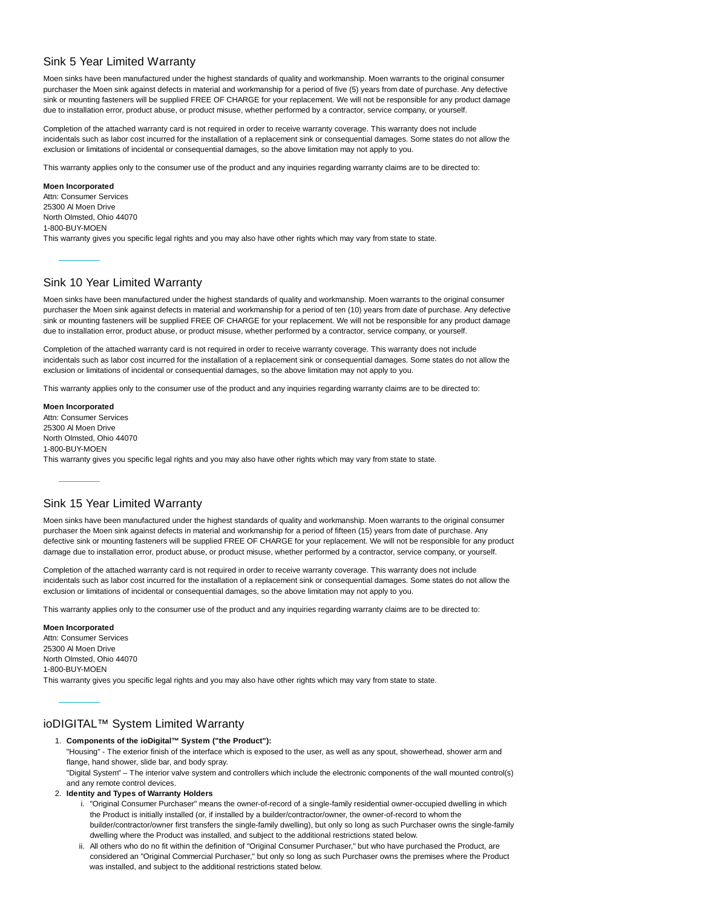## Sink 5 Year Limited Warranty

Moen sinks have been manufactured under the highest standards of quality and workmanship. Moen warrants to the original consumer purchaser the Moen sink against defects in material and workmanship for a period of five (5) years from date of purchase. Any defective sink or mounting fasteners will be supplied FREE OF CHARGE for your replacement. We will not be responsible for any product damage due to installation error, product abuse, or product misuse, whether performed by a contractor, service company, or yourself.

Completion of the attached warranty card is not required in order to receive warranty coverage. This warranty does not include incidentals such as labor cost incurred for the installation of a replacement sink or consequential damages. Some states do not allow the exclusion or limitations of incidental or consequential damages, so the above limitation may not apply to you.

This warranty applies only to the consumer use of the product and any inquiries regarding warranty claims are to be directed to:

**Moen Incorporated**
Attn: Consumer Services
25300 Al Moen Drive
North Olmsted, Ohio 44070
1-800-BUY-MOEN
This warranty gives you specific legal rights and you may also have other rights which may vary from state to state.

## Sink 10 Year Limited Warranty

Moen sinks have been manufactured under the highest standards of quality and workmanship. Moen warrants to the original consumer purchaser the Moen sink against defects in material and workmanship for a period of ten (10) years from date of purchase. Any defective sink or mounting fasteners will be supplied FREE OF CHARGE for your replacement. We will not be responsible for any product damage due to installation error, product abuse, or product misuse, whether performed by a contractor, service company, or yourself.

Completion of the attached warranty card is not required in order to receive warranty coverage. This warranty does not include incidentals such as labor cost incurred for the installation of a replacement sink or consequential damages. Some states do not allow the exclusion or limitations of incidental or consequential damages, so the above limitation may not apply to you.

This warranty applies only to the consumer use of the product and any inquiries regarding warranty claims are to be directed to:

**Moen Incorporated**
Attn: Consumer Services
25300 Al Moen Drive
North Olmsted, Ohio 44070
1-800-BUY-MOEN
This warranty gives you specific legal rights and you may also have other rights which may vary from state to state.

## Sink 15 Year Limited Warranty

Moen sinks have been manufactured under the highest standards of quality and workmanship. Moen warrants to the original consumer purchaser the Moen sink against defects in material and workmanship for a period of fifteen (15) years from date of purchase. Any defective sink or mounting fasteners will be supplied FREE OF CHARGE for your replacement. We will not be responsible for any product damage due to installation error, product abuse, or product misuse, whether performed by a contractor, service company, or yourself.

Completion of the attached warranty card is not required in order to receive warranty coverage. This warranty does not include incidentals such as labor cost incurred for the installation of a replacement sink or consequential damages. Some states do not allow the exclusion or limitations of incidental or consequential damages, so the above limitation may not apply to you.

This warranty applies only to the consumer use of the product and any inquiries regarding warranty claims are to be directed to:

**Moen Incorporated**
Attn: Consumer Services
25300 Al Moen Drive
North Olmsted, Ohio 44070
1-800-BUY-MOEN
This warranty gives you specific legal rights and you may also have other rights which may vary from state to state.

## ioDIGITAL™ System Limited Warranty

1. **Components of the ioDigital™ System ("the Product"):**
   "Housing" - The exterior finish of the interface which is exposed to the user, as well as any spout, showerhead, shower arm and flange, hand shower, slide bar, and body spray.
   "Digital System" – The interior valve system and controllers which include the electronic components of the wall mounted control(s) and any remote control devices.
2. **Identity and Types of Warranty Holders**
   i. "Original Consumer Purchaser" means the owner-of-record of a single-family residential owner-occupied dwelling in which the Product is initially installed (or, if installed by a builder/contractor/owner, the owner-of-record to whom the builder/contractor/owner first transfers the single-family dwelling), but only so long as such Purchaser owns the single-family dwelling where the Product was installed, and subject to the additional restrictions stated below.
   ii. All others who do no fit within the definition of "Original Consumer Purchaser," but who have purchased the Product, are considered an "Original Commercial Purchaser," but only so long as such Purchaser owns the premises where the Product was installed, and subject to the additional restrictions stated below.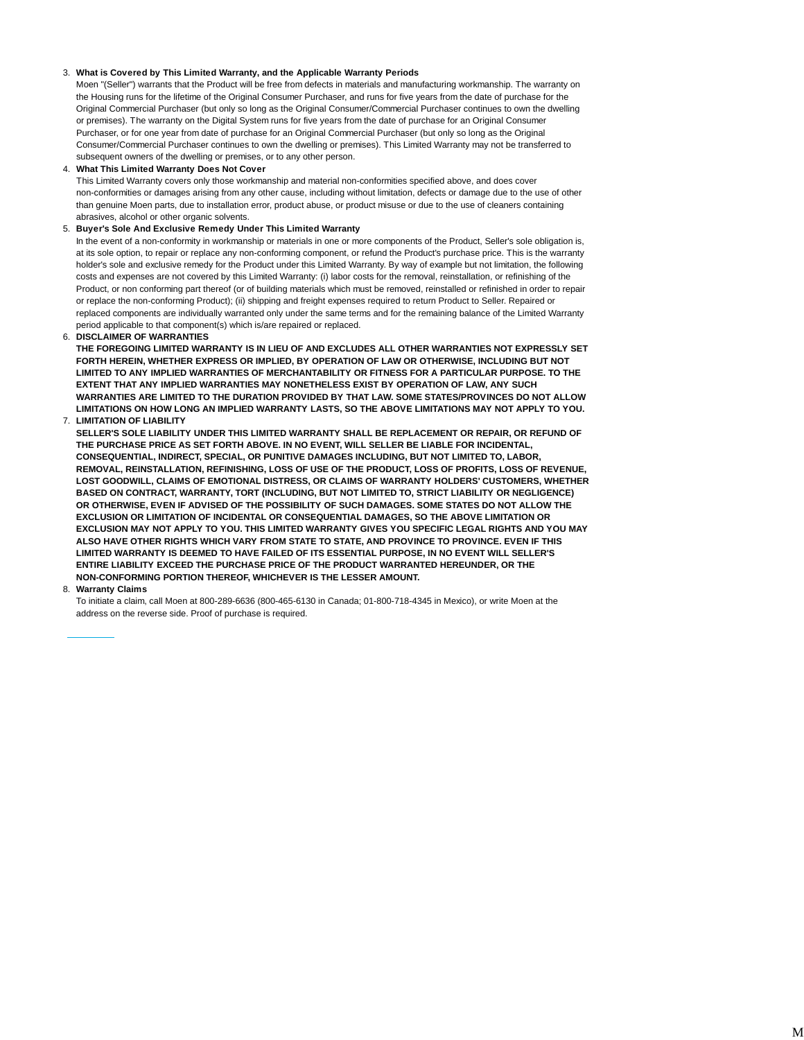3. **What is Covered by This Limited Warranty, and the Applicable Warranty Periods**
   Moen "(Seller") warrants that the Product will be free from defects in materials and manufacturing workmanship. The warranty on the Housing runs for the lifetime of the Original Consumer Purchaser, and runs for five years from the date of purchase for the Original Commercial Purchaser (but only so long as the Original Consumer/Commercial Purchaser continues to own the dwelling or premises). The warranty on the Digital System runs for five years from the date of purchase for an Original Consumer Purchaser, or for one year from date of purchase for an Original Commercial Purchaser (but only so long as the Original Consumer/Commercial Purchaser continues to own the dwelling or premises). This Limited Warranty may not be transferred to subsequent owners of the dwelling or premises, or to any other person.
4. **What This Limited Warranty Does Not Cover**
   This Limited Warranty covers only those workmanship and material non-conformities specified above, and does cover non-conformities or damages arising from any other cause, including without limitation, defects or damage due to the use of other than genuine Moen parts, due to installation error, product abuse, or product misuse or due to the use of cleaners containing abrasives, alcohol or other organic solvents.
5. **Buyer's Sole And Exclusive Remedy Under This Limited Warranty**
   In the event of a non-conformity in workmanship or materials in one or more components of the Product, Seller's sole obligation is, at its sole option, to repair or replace any non-conforming component, or refund the Product's purchase price. This is the warranty holder's sole and exclusive remedy for the Product under this Limited Warranty. By way of example but not limitation, the following costs and expenses are not covered by this Limited Warranty: (i) labor costs for the removal, reinstallation, or refinishing of the Product, or non conforming part thereof (or of building materials which must be removed, reinstalled or refinished in order to repair or replace the non-conforming Product); (ii) shipping and freight expenses required to return Product to Seller. Repaired or replaced components are individually warranted only under the same terms and for the remaining balance of the Limited Warranty period applicable to that component(s) which is/are repaired or replaced.
6. **DISCLAIMER OF WARRANTIES**
   **THE FOREGOING LIMITED WARRANTY IS IN LIEU OF AND EXCLUDES ALL OTHER WARRANTIES NOT EXPRESSLY SET FORTH HEREIN, WHETHER EXPRESS OR IMPLIED, BY OPERATION OF LAW OR OTHERWISE, INCLUDING BUT NOT LIMITED TO ANY IMPLIED WARRANTIES OF MERCHANTABILITY OR FITNESS FOR A PARTICULAR PURPOSE. TO THE EXTENT THAT ANY IMPLIED WARRANTIES MAY NONETHELESS EXIST BY OPERATION OF LAW, ANY SUCH WARRANTIES ARE LIMITED TO THE DURATION PROVIDED BY THAT LAW. SOME STATES/PROVINCES DO NOT ALLOW LIMITATIONS ON HOW LONG AN IMPLIED WARRANTY LASTS, SO THE ABOVE LIMITATIONS MAY NOT APPLY TO YOU.**
7. **LIMITATION OF LIABILITY**
   **SELLER'S SOLE LIABILITY UNDER THIS LIMITED WARRANTY SHALL BE REPLACEMENT OR REPAIR, OR REFUND OF THE PURCHASE PRICE AS SET FORTH ABOVE. IN NO EVENT, WILL SELLER BE LIABLE FOR INCIDENTAL, CONSEQUENTIAL, INDIRECT, SPECIAL, OR PUNITIVE DAMAGES INCLUDING, BUT NOT LIMITED TO, LABOR, REMOVAL, REINSTALLATION, REFINISHING, LOSS OF USE OF THE PRODUCT, LOSS OF PROFITS, LOSS OF REVENUE, LOST GOODWILL, CLAIMS OF EMOTIONAL DISTRESS, OR CLAIMS OF WARRANTY HOLDERS' CUSTOMERS, WHETHER BASED ON CONTRACT, WARRANTY, TORT (INCLUDING, BUT NOT LIMITED TO, STRICT LIABILITY OR NEGLIGENCE) OR OTHERWISE, EVEN IF ADVISED OF THE POSSIBILITY OF SUCH DAMAGES. SOME STATES DO NOT ALLOW THE EXCLUSION OR LIMITATION OF INCIDENTAL OR CONSEQUENTIAL DAMAGES, SO THE ABOVE LIMITATION OR EXCLUSION MAY NOT APPLY TO YOU. THIS LIMITED WARRANTY GIVES YOU SPECIFIC LEGAL RIGHTS AND YOU MAY ALSO HAVE OTHER RIGHTS WHICH VARY FROM STATE TO STATE, AND PROVINCE TO PROVINCE. EVEN IF THIS LIMITED WARRANTY IS DEEMED TO HAVE FAILED OF ITS ESSENTIAL PURPOSE, IN NO EVENT WILL SELLER'S ENTIRE LIABILITY EXCEED THE PURCHASE PRICE OF THE PRODUCT WARRANTED HEREUNDER, OR THE NON-CONFORMING PORTION THEREOF, WHICHEVER IS THE LESSER AMOUNT.**
8. **Warranty Claims**
   To initiate a claim, call Moen at 800-289-6636 (800-465-6130 in Canada; 01-800-718-4345 in Mexico), or write Moen at the address on the reverse side. Proof of purchase is required.